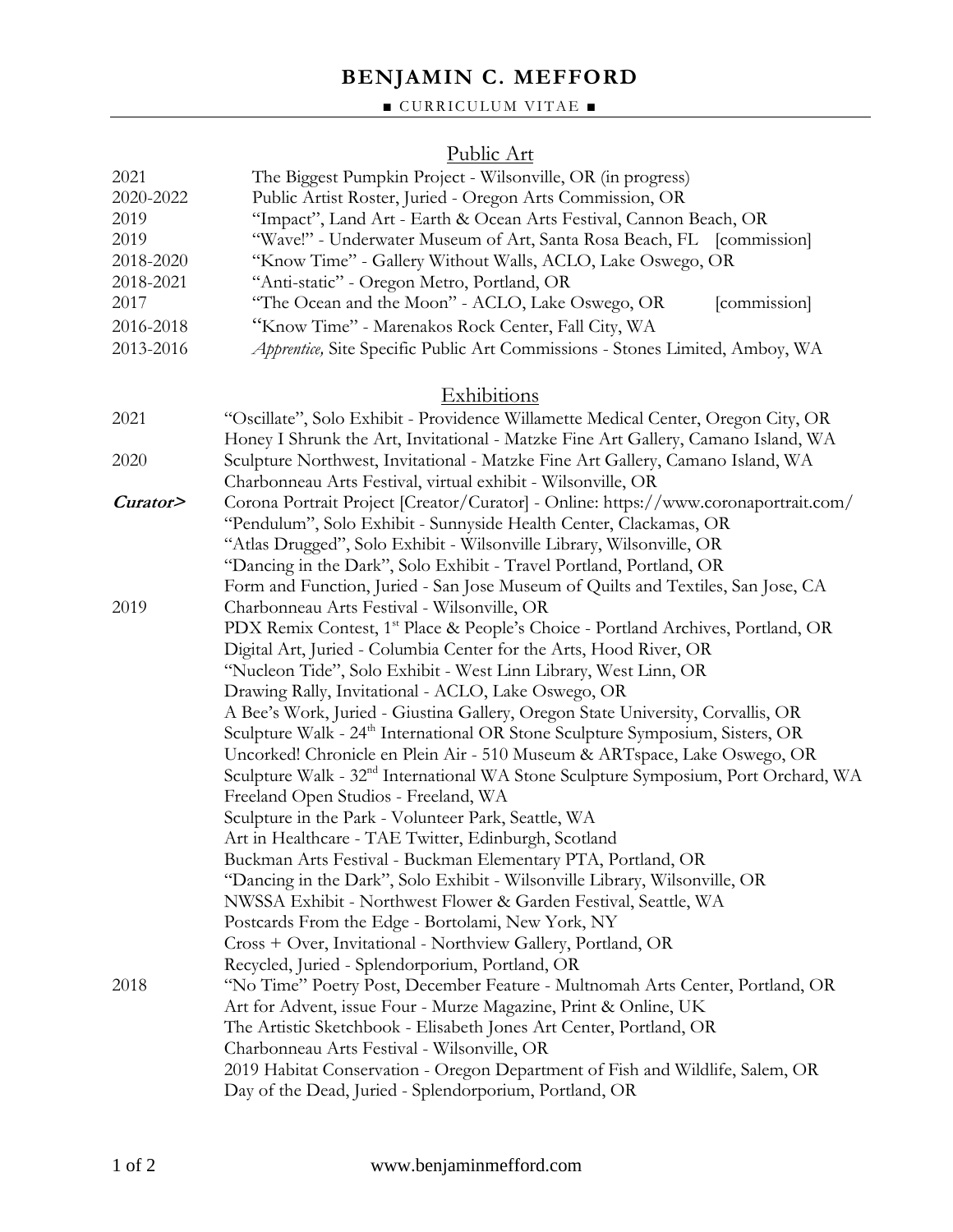# BENJAMIN C. MEFFORD

■ CURRICULUM VITAE ■

## Public Art

| | |
|---|---|
| 2021 | The Biggest Pumpkin Project - Wilsonville, OR (in progress) |
| 2020-2022 | Public Artist Roster, Juried - Oregon Arts Commission, OR |
| 2019 | "Impact", Land Art - Earth & Ocean Arts Festival, Cannon Beach, OR |
| 2019 | "Wave!" - Underwater Museum of Art, Santa Rosa Beach, FL [commission] |
| 2018-2020 | "Know Time" - Gallery Without Walls, ACLO, Lake Oswego, OR |
| 2018-2021 | "Anti-static" - Oregon Metro, Portland, OR |
| 2017 | "The Ocean and the Moon" - ACLO, Lake Oswego, OR [commission] |
| 2016-2018 | "Know Time" - Marenakos Rock Center, Fall City, WA |
| 2013-2016 | *Apprentice,* Site Specific Public Art Commissions - Stones Limited, Amboy, WA |

## Exhibitions

| | |
|---|---|
| 2021 | "Oscillate", Solo Exhibit - Providence Willamette Medical Center, Oregon City, OR |
| | Honey I Shrunk the Art, Invitational - Matzke Fine Art Gallery, Camano Island, WA |
| 2020 | Sculpture Northwest, Invitational - Matzke Fine Art Gallery, Camano Island, WA |
| | Charbonneau Arts Festival, virtual exhibit - Wilsonville, OR |
| ***Curator>*** | Corona Portrait Project [Creator/Curator] - Online: https://www.coronaportrait.com/ |
| | "Pendulum", Solo Exhibit - Sunnyside Health Center, Clackamas, OR |
| | "Atlas Drugged", Solo Exhibit - Wilsonville Library, Wilsonville, OR |
| | "Dancing in the Dark", Solo Exhibit - Travel Portland, Portland, OR |
| | Form and Function, Juried - San Jose Museum of Quilts and Textiles, San Jose, CA |
| 2019 | Charbonneau Arts Festival - Wilsonville, OR |
| | PDX Remix Contest, 1st Place & People's Choice - Portland Archives, Portland, OR |
| | Digital Art, Juried - Columbia Center for the Arts, Hood River, OR |
| | "Nucleon Tide", Solo Exhibit - West Linn Library, West Linn, OR |
| | Drawing Rally, Invitational - ACLO, Lake Oswego, OR |
| | A Bee's Work, Juried - Giustina Gallery, Oregon State University, Corvallis, OR |
| | Sculpture Walk - 24th International OR Stone Sculpture Symposium, Sisters, OR |
| | Uncorked! Chronicle en Plein Air - 510 Museum & ARTspace, Lake Oswego, OR |
| | Sculpture Walk - 32nd International WA Stone Sculpture Symposium, Port Orchard, WA |
| | Freeland Open Studios - Freeland, WA |
| | Sculpture in the Park - Volunteer Park, Seattle, WA |
| | Art in Healthcare - TAE Twitter, Edinburgh, Scotland |
| | Buckman Arts Festival - Buckman Elementary PTA, Portland, OR |
| | "Dancing in the Dark", Solo Exhibit - Wilsonville Library, Wilsonville, OR |
| | NWSSA Exhibit - Northwest Flower & Garden Festival, Seattle, WA |
| | Postcards From the Edge - Bortolami, New York, NY |
| | Cross + Over, Invitational - Northview Gallery, Portland, OR |
| | Recycled, Juried - Splendorporium, Portland, OR |
| 2018 | "No Time" Poetry Post, December Feature - Multnomah Arts Center, Portland, OR |
| | Art for Advent, issue Four - Murze Magazine, Print & Online, UK |
| | The Artistic Sketchbook - Elisabeth Jones Art Center, Portland, OR |
| | Charbonneau Arts Festival - Wilsonville, OR |
| | 2019 Habitat Conservation - Oregon Department of Fish and Wildlife, Salem, OR |
| | Day of the Dead, Juried - Splendorporium, Portland, OR |

www.benjaminmefford.com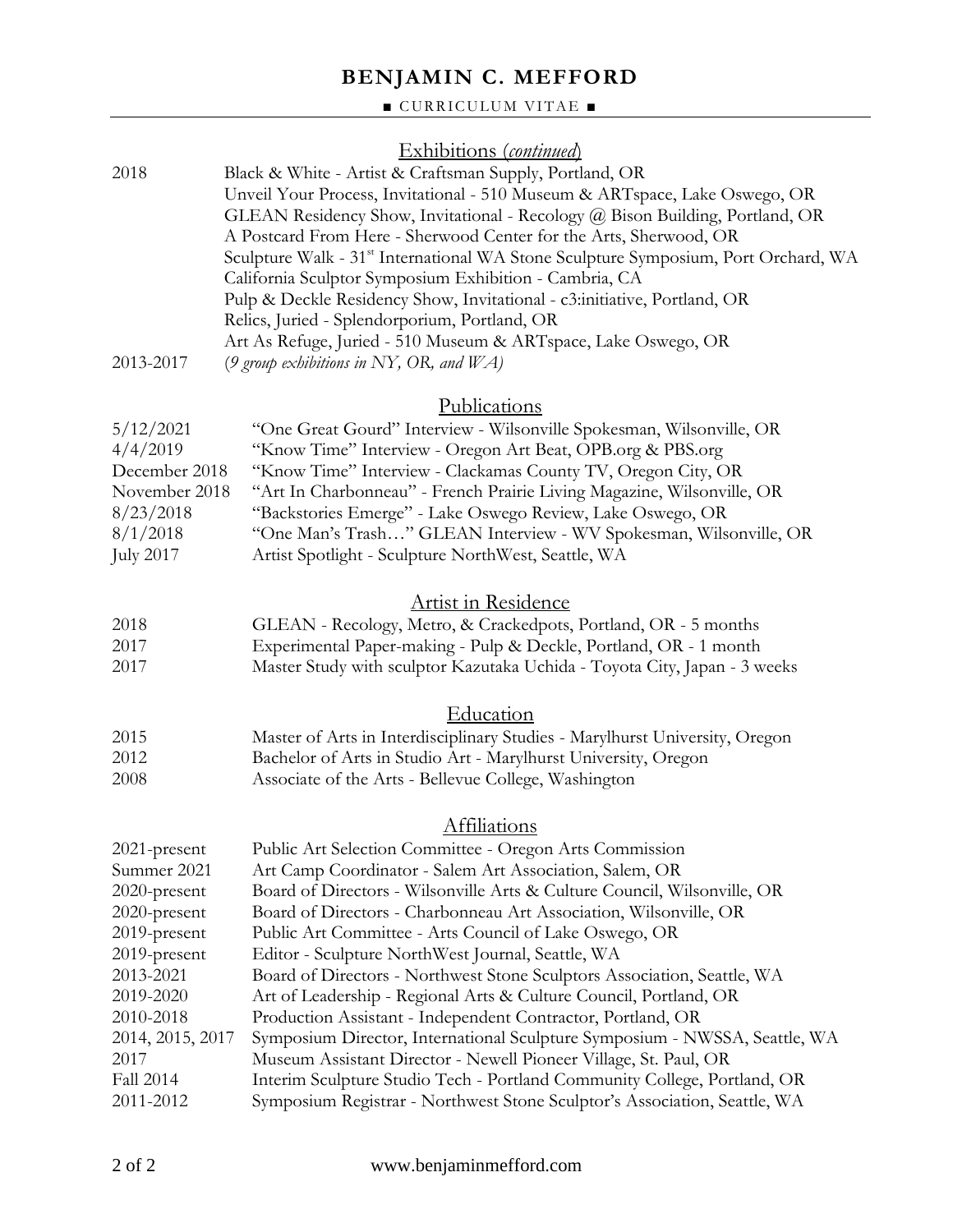# BENJAMIN C. MEFFORD

■ CURRICULUM VITAE ■

## Exhibitions (*continued*)

| | |
|---|---|
| 2018 | Black & White - Artist & Craftsman Supply, Portland, OR |
| | Unveil Your Process, Invitational - 510 Museum & ARTspace, Lake Oswego, OR |
| | GLEAN Residency Show, Invitational - Recology @ Bison Building, Portland, OR |
| | A Postcard From Here - Sherwood Center for the Arts, Sherwood, OR |
| | Sculpture Walk - 31st International WA Stone Sculpture Symposium, Port Orchard, WA |
| | California Sculptor Symposium Exhibition - Cambria, CA |
| | Pulp & Deckle Residency Show, Invitational - c3:initiative, Portland, OR |
| | Relics, Juried - Splendorporium, Portland, OR |
| | Art As Refuge, Juried - 510 Museum & ARTspace, Lake Oswego, OR |
| 2013-2017 | (*9 group exhibitions in NY, OR, and WA*) |

## Publications

| | |
|---|---|
| 5/12/2021 | "One Great Gourd" Interview - Wilsonville Spokesman, Wilsonville, OR |
| 4/4/2019 | "Know Time" Interview - Oregon Art Beat, OPB.org & PBS.org |
| December 2018 | "Know Time" Interview - Clackamas County TV, Oregon City, OR |
| November 2018 | "Art In Charbonneau" - French Prairie Living Magazine, Wilsonville, OR |
| 8/23/2018 | "Backstories Emerge" - Lake Oswego Review, Lake Oswego, OR |
| 8/1/2018 | "One Man's Trash…" GLEAN Interview - WV Spokesman, Wilsonville, OR |
| July 2017 | Artist Spotlight - Sculpture NorthWest, Seattle, WA |

## Artist in Residence

| | |
|---|---|
| 2018 | GLEAN - Recology, Metro, & Crackedpots, Portland, OR - 5 months |
| 2017 | Experimental Paper-making - Pulp & Deckle, Portland, OR - 1 month |
| 2017 | Master Study with sculptor Kazutaka Uchida - Toyota City, Japan - 3 weeks |

## Education

| | |
|---|---|
| 2015 | Master of Arts in Interdisciplinary Studies - Marylhurst University, Oregon |
| 2012 | Bachelor of Arts in Studio Art - Marylhurst University, Oregon |
| 2008 | Associate of the Arts - Bellevue College, Washington |

## Affiliations

| | |
|---|---|
| 2021-present | Public Art Selection Committee - Oregon Arts Commission |
| Summer 2021 | Art Camp Coordinator - Salem Art Association, Salem, OR |
| 2020-present | Board of Directors - Wilsonville Arts & Culture Council, Wilsonville, OR |
| 2020-present | Board of Directors - Charbonneau Art Association, Wilsonville, OR |
| 2019-present | Public Art Committee - Arts Council of Lake Oswego, OR |
| 2019-present | Editor - Sculpture NorthWest Journal, Seattle, WA |
| 2013-2021 | Board of Directors - Northwest Stone Sculptors Association, Seattle, WA |
| 2019-2020 | Art of Leadership - Regional Arts & Culture Council, Portland, OR |
| 2010-2018 | Production Assistant - Independent Contractor, Portland, OR |
| 2014, 2015, 2017 | Symposium Director, International Sculpture Symposium - NWSSA, Seattle, WA |
| 2017 | Museum Assistant Director - Newell Pioneer Village, St. Paul, OR |
| Fall 2014 | Interim Sculpture Studio Tech - Portland Community College, Portland, OR |
| 2011-2012 | Symposium Registrar - Northwest Stone Sculptor's Association, Seattle, WA |

www.benjaminmefford.com